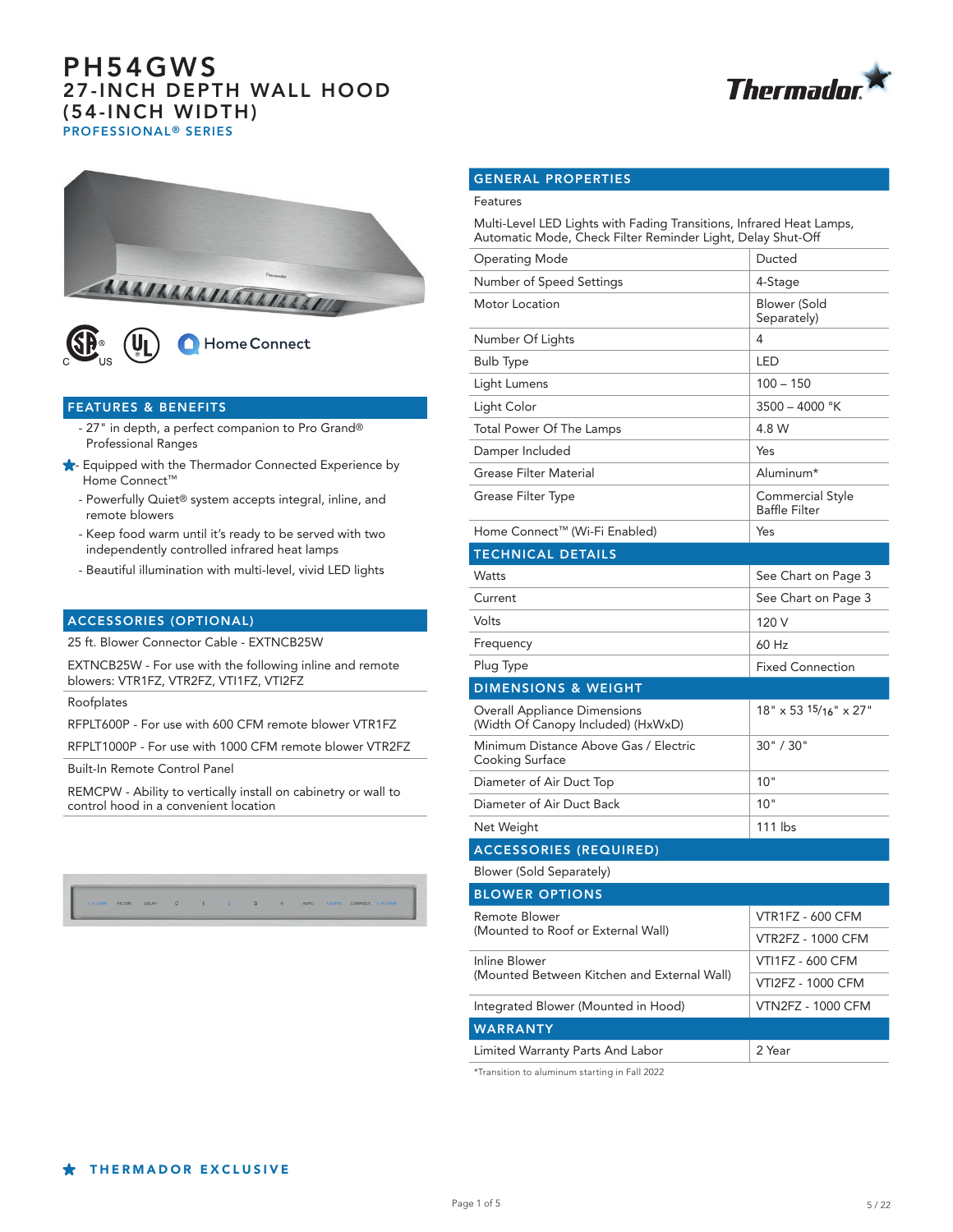# PH54GWS

## 27-INCH DEPTH WALL HOOD (54-INCH WIDTH)

### PROFESSIONAL® SERIES

Home Connect

## FEATURES & BENEFITS

- 27" in depth, a perfect companion to Pro Grand® Professional Ranges
- ★ Equipped with the Thermador Connected Experience by Home Connect™
- Powerfully Quiet® system accepts integral, inline, and remote blowers
- Keep food warm until it's ready to be served with two independently controlled infrared heat lamps
- Beautiful illumination with multi-level, vivid LED lights

## ACCESSORIES (OPTIONAL)

25 ft. Blower Connector Cable - EXTNCB25W

EXTNCB25W - For use with the following inline and remote blowers: VTR1FZ, VTR2FZ, VTI1FZ, VTI2FZ

Roofplates

RFPLT600P - For use with 600 CFM remote blower VTR1FZ

RFPLT1000P - For use with 1000 CFM remote blower VTR2FZ

Built-In Remote Control Panel

REMCPW - Ability to vertically install on cabinetry or wall to control hood in a convenient location

## GENERAL PROPERTIES

Features

Multi-Level LED Lights with Fading Transitions, Infrared Heat Lamps, Automatic Mode, Check Filter Reminder Light, Delay Shut-Off

| | |
|---|---|
| Operating Mode | Ducted |
| Number of Speed Settings | 4-Stage |
| Motor Location | Blower (Sold Separately) |
| Number Of Lights | 4 |
| Bulb Type | LED |
| Light Lumens | 100 – 150 |
| Light Color | 3500 – 4000 °K |
| Total Power Of The Lamps | 4.8 W |
| Damper Included | Yes |
| Grease Filter Material | Aluminum* |
| Grease Filter Type | Commercial Style Baffle Filter |
| Home Connect™ (Wi-Fi Enabled) | Yes |

## TECHNICAL DETAILS

| | |
|---|---|
| Watts | See Chart on Page 3 |
| Current | See Chart on Page 3 |
| Volts | 120 V |
| Frequency | 60 Hz |
| Plug Type | Fixed Connection |

## DIMENSIONS & WEIGHT

| | |
|---|---|
| Overall Appliance Dimensions (Width Of Canopy Included) (HxWxD) | 18" x 53 15/16" x 27" |
| Minimum Distance Above Gas / Electric Cooking Surface | 30" / 30" |
| Diameter of Air Duct Top | 10" |
| Diameter of Air Duct Back | 10" |
| Net Weight | 111 lbs |

## ACCESSORIES (REQUIRED)

Blower (Sold Separately)

## BLOWER OPTIONS

| | |
|---|---|
| Remote Blower (Mounted to Roof or External Wall) | VTR1FZ - 600 CFM |
| | VTR2FZ - 1000 CFM |
| Inline Blower (Mounted Between Kitchen and External Wall) | VTI1FZ - 600 CFM |
| | VTI2FZ - 1000 CFM |
| Integrated Blower (Mounted in Hood) | VTN2FZ - 1000 CFM |

## WARRANTY

| | |
|---|---|
| Limited Warranty Parts And Labor | 2 Year |

*Transition to aluminum starting in Fall 2022

★ THERMADOR EXCLUSIVE

5 / 22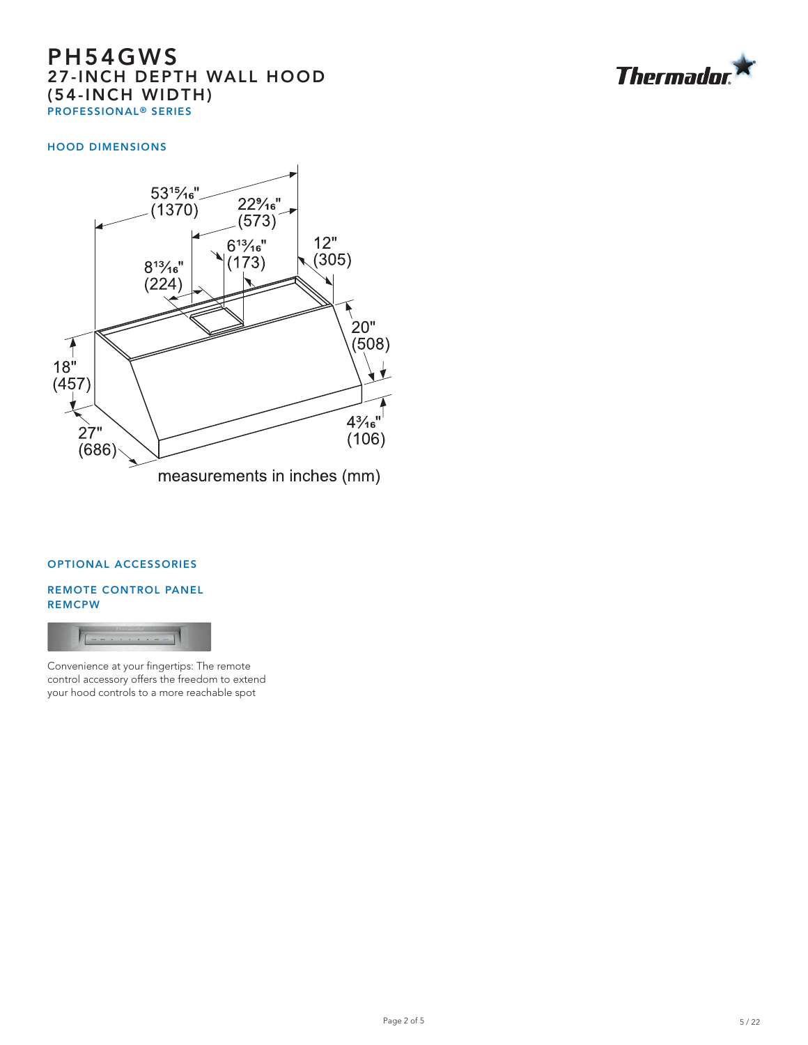# PH54GWS
## 27-INCH DEPTH WALL HOOD (54-INCH WIDTH)
PROFESSIONAL® SERIES

### HOOD DIMENSIONS

53¹⁵⁄₁₆" (1370)
22⁹⁄₁₆" (573)
6¹³⁄₁₆" (173)
8¹³⁄₁₆" (224)
12" (305)
20" (508)
18" (457)
27" (686)
4³⁄₁₆" (106)

measurements in inches (mm)

### OPTIONAL ACCESSORIES

#### REMOTE CONTROL PANEL
#### REMCPW

Convenience at your fingertips: The remote control accessory offers the freedom to extend your hood controls to a more reachable spot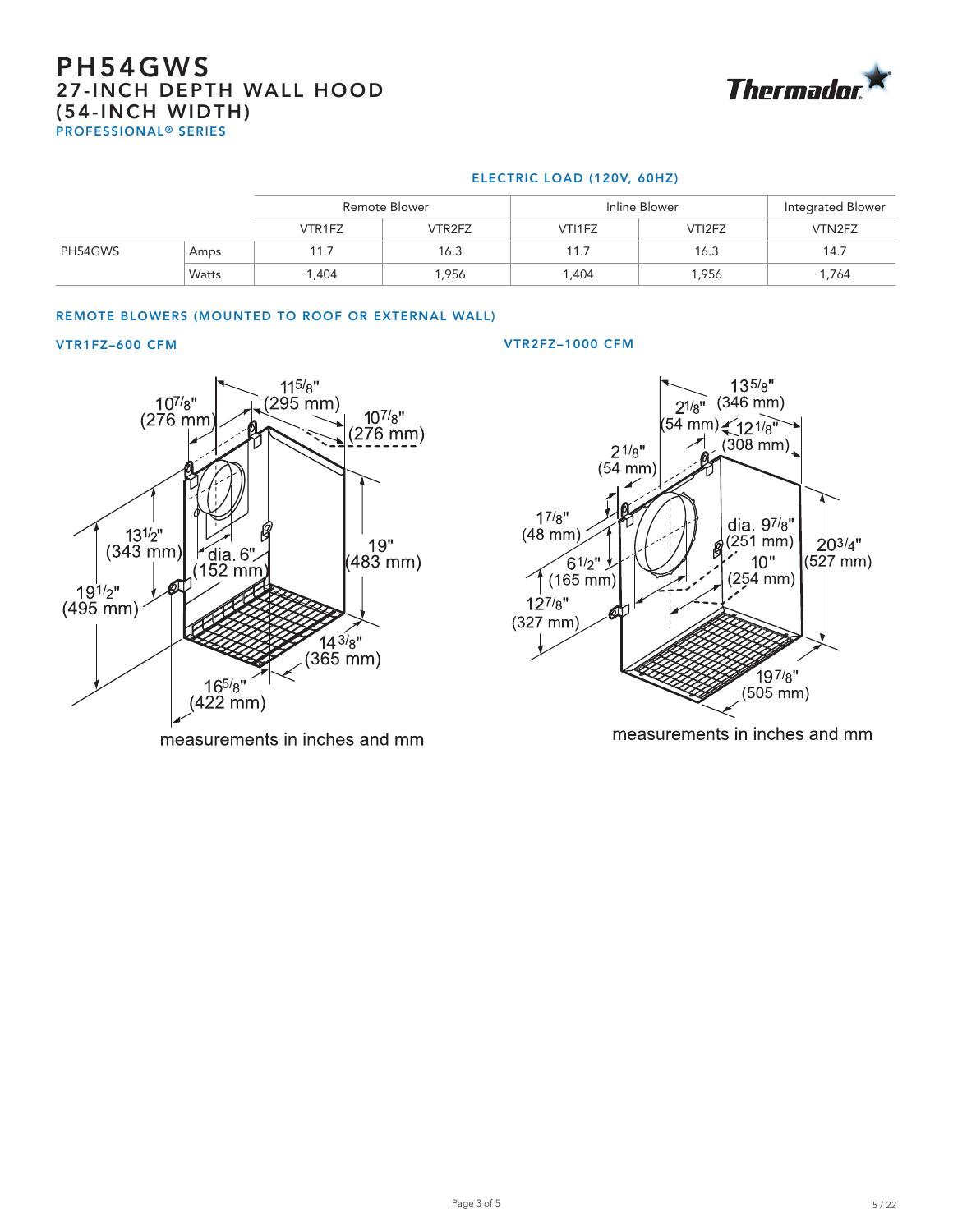# PH54GWS
## 27-INCH DEPTH WALL HOOD (54-INCH WIDTH)
### PROFESSIONAL® SERIES

### ELECTRIC LOAD (120V, 60HZ)

| | | Remote Blower | | Inline Blower | | Integrated Blower |
|---|---|---|---|---|---|---|
| | | VTR1FZ | VTR2FZ | VTI1FZ | VTI2FZ | VTN2FZ |
| PH54GWS | Amps | 11.7 | 16.3 | 11.7 | 16.3 | 14.7 |
| | Watts | 1,404 | 1,956 | 1,404 | 1,956 | 1,764 |

### REMOTE BLOWERS (MOUNTED TO ROOF OR EXTERNAL WALL)

#### VTR1FZ–600 CFM

10 7/8" (276 mm)
11 5/8" (295 mm)
10 7/8" (276 mm)
13 1/2" (343 mm)
dia. 6" (152 mm)
19" (483 mm)
19 1/2" (495 mm)
14 3/8" (365 mm)
16 5/8" (422 mm)

measurements in inches and mm

#### VTR2FZ–1000 CFM

13 5/8" (346 mm)
2 1/8" (54 mm)
12 1/8" (308 mm)
2 1/8" (54 mm)
1 7/8" (48 mm)
dia. 9 7/8" (251 mm)
6 1/2" (165 mm)
10" (254 mm)
20 3/4" (527 mm)
12 7/8" (327 mm)
19 7/8" (505 mm)

measurements in inches and mm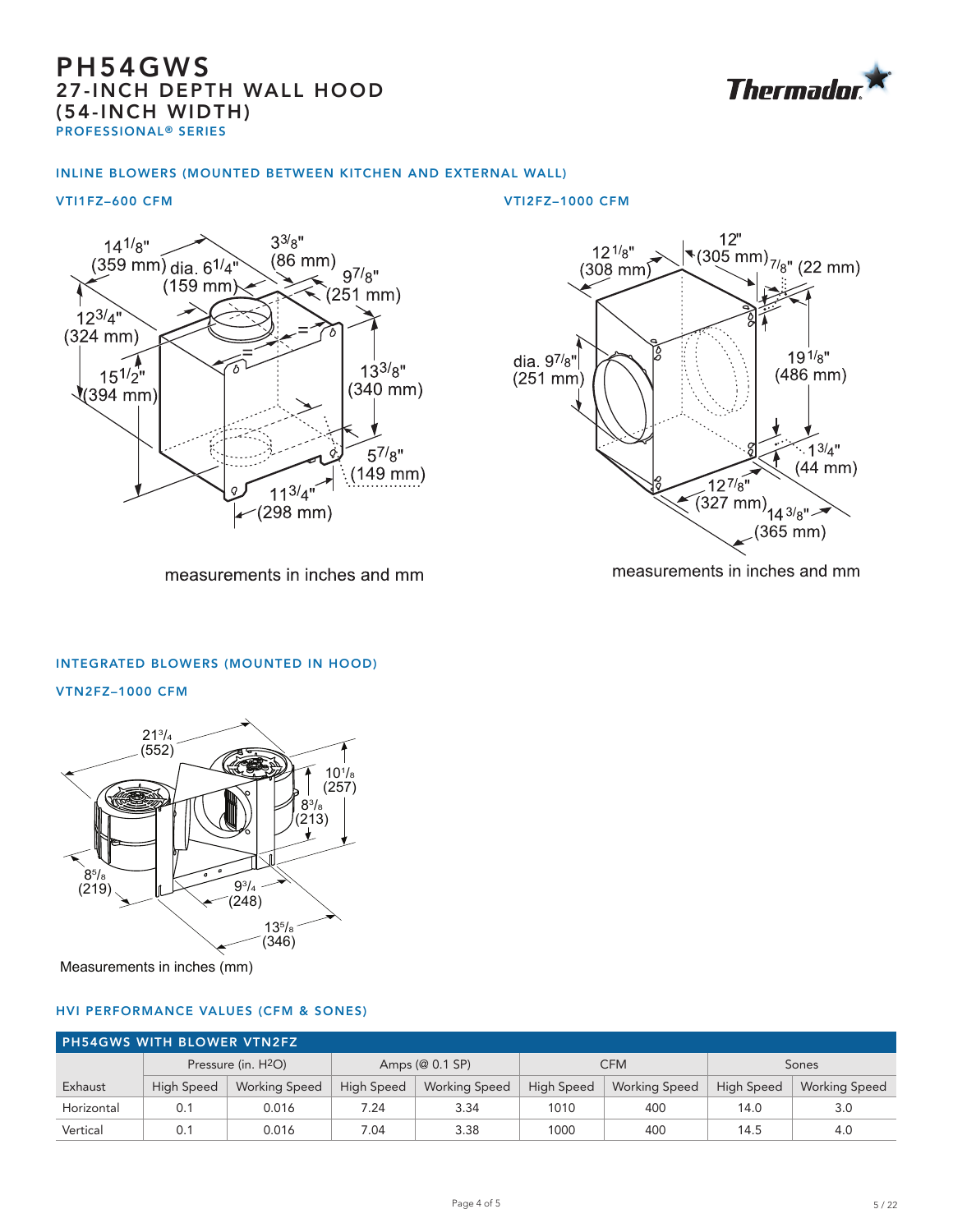# PH54GWS
## 27-INCH DEPTH WALL HOOD (54-INCH WIDTH)
### PROFESSIONAL® SERIES

### INLINE BLOWERS (MOUNTED BETWEEN KITCHEN AND EXTERNAL WALL)

#### VTI1FZ–600 CFM

14 1/8" (359 mm)
dia. 6 1/4" (159 mm)
3 3/8" (86 mm)
9 7/8" (251 mm)
12 3/4" (324 mm)
15 1/2" (394 mm)
13 3/8" (340 mm)
5 7/8" (149 mm)
11 3/4" (298 mm)

measurements in inches and mm

#### VTI2FZ–1000 CFM

12 1/8" (308 mm)
12" (305 mm)
7/8" (22 mm)
dia. 9 7/8" (251 mm)
19 1/8" (486 mm)
1 3/4" (44 mm)
12 7/8" (327 mm)
14 3/8" (365 mm)

measurements in inches and mm

### INTEGRATED BLOWERS (MOUNTED IN HOOD)

#### VTN2FZ–1000 CFM

21 3/4 (552)
10 1/8 (257)
8 3/8 (213)
8 5/8 (219)
9 3/4 (248)
13 5/8 (346)

Measurements in inches (mm)

### HVI PERFORMANCE VALUES (CFM & SONES)

| PH54GWS WITH BLOWER VTN2FZ | | | | | | | | |
|---|---|---|---|---|---|---|---|---|
| | Pressure (in. $H_2O$) | | Amps (@ 0.1 SP) | | CFM | | Sones | |
| Exhaust | High Speed | Working Speed | High Speed | Working Speed | High Speed | Working Speed | High Speed | Working Speed |
| Horizontal | 0.1 | 0.016 | 7.24 | 3.34 | 1010 | 400 | 14.0 | 3.0 |
| Vertical | 0.1 | 0.016 | 7.04 | 3.38 | 1000 | 400 | 14.5 | 4.0 |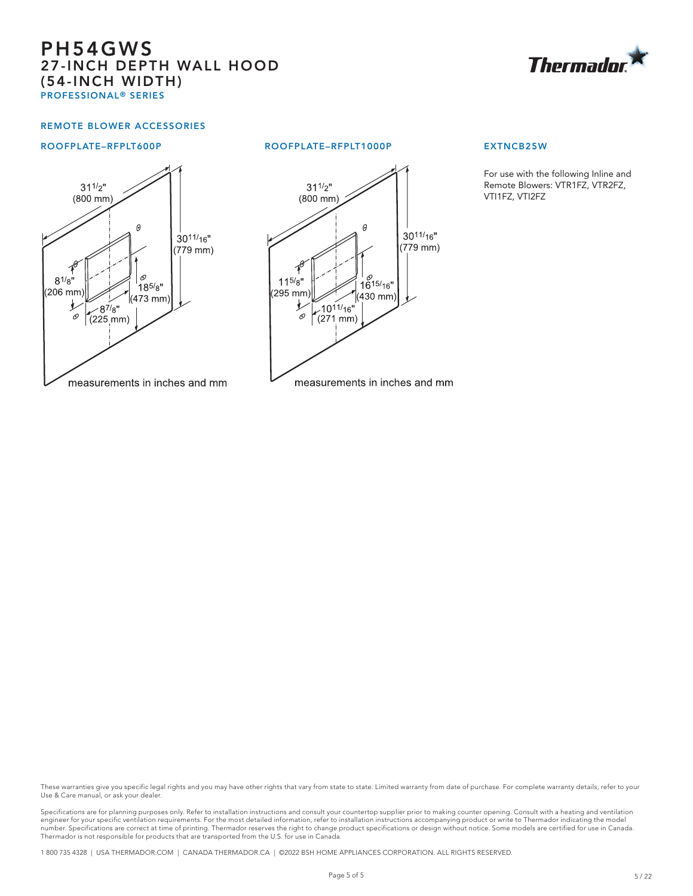# PH54GWS
## 27-INCH DEPTH WALL HOOD (54-INCH WIDTH)
### PROFESSIONAL® SERIES

## REMOTE BLOWER ACCESSORIES

### ROOFPLATE–RFPLT600P

31 1/2" (800 mm)

30 11/16" (779 mm)

8 1/8" (206 mm)

18 5/8" (473 mm)

8 7/8" (225 mm)

measurements in inches and mm

### ROOFPLATE–RFPLT1000P

31 1/2" (800 mm)

30 11/16" (779 mm)

11 5/8" (295 mm)

16 15/16" (430 mm)

10 11/16" (271 mm)

measurements in inches and mm

### EXTNCB25W

For use with the following Inline and Remote Blowers: VTR1FZ, VTR2FZ, VTI1FZ, VTI2FZ

These warranties give you specific legal rights and you may have other rights that vary from state to state. Limited warranty from date of purchase. For complete warranty details, refer to your Use & Care manual, or ask your dealer.

Specifications are for planning purposes only. Refer to installation instructions and consult your countertop supplier prior to making counter opening. Consult with a heating and ventilation engineer for your specific ventilation requirements. For the most detailed information, refer to installation instructions accompanying product or write to Thermador indicating the model number. Specifications are correct at time of printing. Thermador reserves the right to change product specifications or design without notice. Some models are certified for use in Canada. Thermador is not responsible for products that are transported from the U.S. for use in Canada.

1 800 735 4328 | USA THERMADOR.COM | CANADA THERMADOR.CA | ©2022 BSH HOME APPLIANCES CORPORATION. ALL RIGHTS RESERVED.